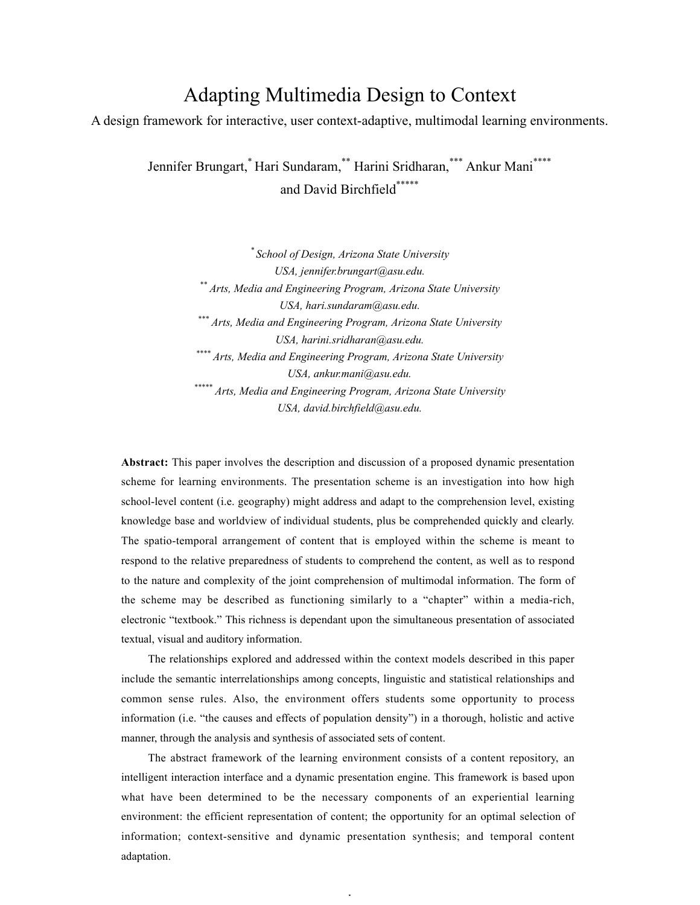# Adapting Multimedia Design to Context

A design framework for interactive, user context-adaptive, multimodal learning environments.

Jennifer Brungart,[*] Hari Sundaram,[**] Harini Sridharan,[***] Ankur Mani[****] and David Birchfield[*****]

[*] *School of Design, Arizona State University USA, jennifer.brungart@asu.edu.*
[**] *Arts, Media and Engineering Program, Arizona State University USA, hari.sundaram@asu.edu.*
[***] *Arts, Media and Engineering Program, Arizona State University USA, harini.sridharan@asu.edu.*
[****] *Arts, Media and Engineering Program, Arizona State University USA, ankur.mani@asu.edu.*
[*****] *Arts, Media and Engineering Program, Arizona State University USA, david.birchfield@asu.edu.*

**Abstract:** This paper involves the description and discussion of a proposed dynamic presentation scheme for learning environments. The presentation scheme is an investigation into how high school-level content (i.e. geography) might address and adapt to the comprehension level, existing knowledge base and worldview of individual students, plus be comprehended quickly and clearly. The spatio-temporal arrangement of content that is employed within the scheme is meant to respond to the relative preparedness of students to comprehend the content, as well as to respond to the nature and complexity of the joint comprehension of multimodal information. The form of the scheme may be described as functioning similarly to a "chapter" within a media-rich, electronic "textbook." This richness is dependant upon the simultaneous presentation of associated textual, visual and auditory information.

The relationships explored and addressed within the context models described in this paper include the semantic interrelationships among concepts, linguistic and statistical relationships and common sense rules. Also, the environment offers students some opportunity to process information (i.e. "the causes and effects of population density") in a thorough, holistic and active manner, through the analysis and synthesis of associated sets of content.

The abstract framework of the learning environment consists of a content repository, an intelligent interaction interface and a dynamic presentation engine. This framework is based upon what have been determined to be the necessary components of an experiential learning environment: the efficient representation of content; the opportunity for an optimal selection of information; context-sensitive and dynamic presentation synthesis; and temporal content adaptation.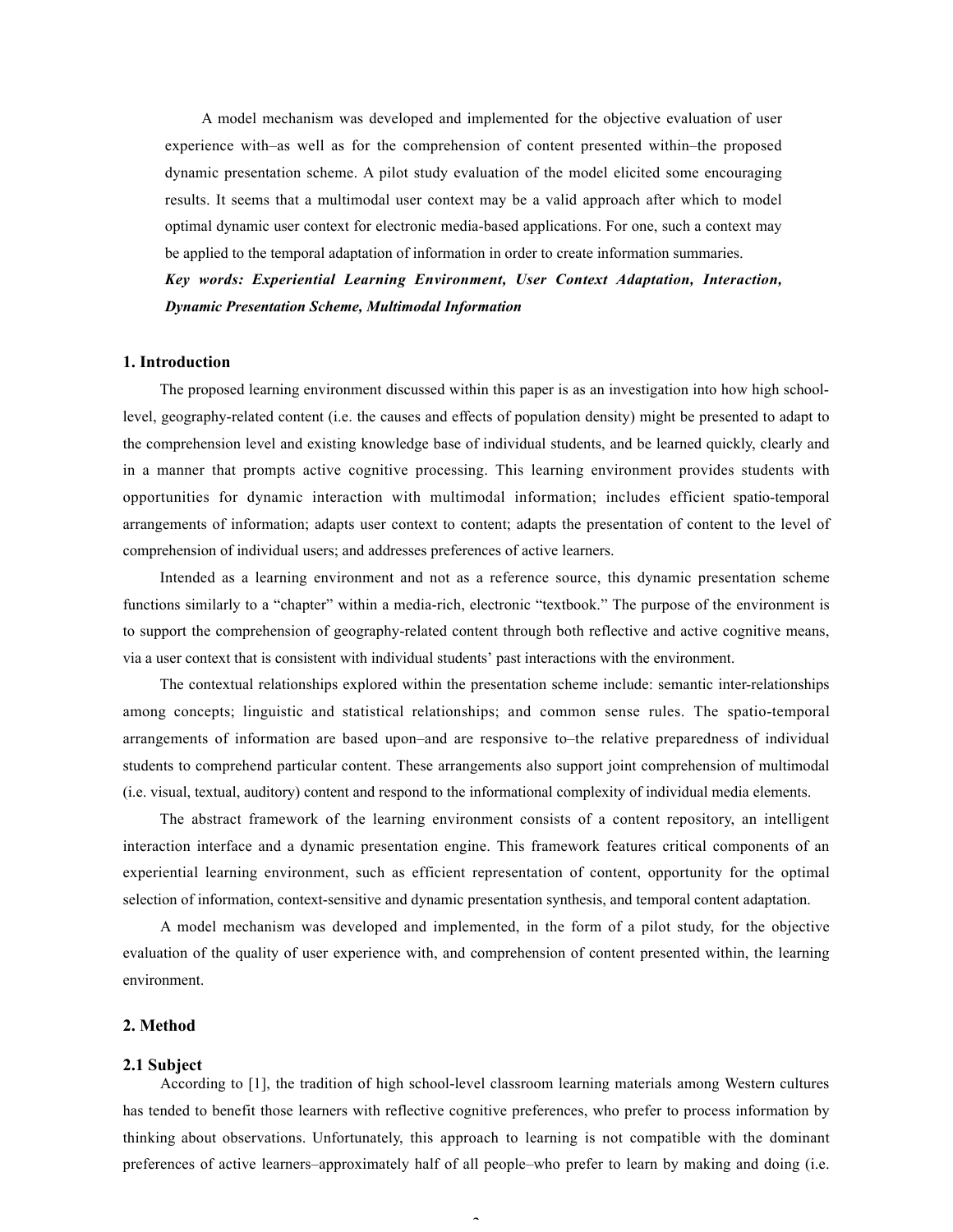A model mechanism was developed and implemented for the objective evaluation of user experience with–as well as for the comprehension of content presented within–the proposed dynamic presentation scheme. A pilot study evaluation of the model elicited some encouraging results. It seems that a multimodal user context may be a valid approach after which to model optimal dynamic user context for electronic media-based applications. For one, such a context may be applied to the temporal adaptation of information in order to create information summaries.

***Key words: Experiential Learning Environment, User Context Adaptation, Interaction, Dynamic Presentation Scheme, Multimodal Information***

## 1. Introduction

The proposed learning environment discussed within this paper is as an investigation into how high school-level, geography-related content (i.e. the causes and effects of population density) might be presented to adapt to the comprehension level and existing knowledge base of individual students, and be learned quickly, clearly and in a manner that prompts active cognitive processing. This learning environment provides students with opportunities for dynamic interaction with multimodal information; includes efficient spatio-temporal arrangements of information; adapts user context to content; adapts the presentation of content to the level of comprehension of individual users; and addresses preferences of active learners.

Intended as a learning environment and not as a reference source, this dynamic presentation scheme functions similarly to a "chapter" within a media-rich, electronic "textbook." The purpose of the environment is to support the comprehension of geography-related content through both reflective and active cognitive means, via a user context that is consistent with individual students' past interactions with the environment.

The contextual relationships explored within the presentation scheme include: semantic inter-relationships among concepts; linguistic and statistical relationships; and common sense rules. The spatio-temporal arrangements of information are based upon–and are responsive to–the relative preparedness of individual students to comprehend particular content. These arrangements also support joint comprehension of multimodal (i.e. visual, textual, auditory) content and respond to the informational complexity of individual media elements.

The abstract framework of the learning environment consists of a content repository, an intelligent interaction interface and a dynamic presentation engine. This framework features critical components of an experiential learning environment, such as efficient representation of content, opportunity for the optimal selection of information, context-sensitive and dynamic presentation synthesis, and temporal content adaptation.

A model mechanism was developed and implemented, in the form of a pilot study, for the objective evaluation of the quality of user experience with, and comprehension of content presented within, the learning environment.

## 2. Method

### 2.1 Subject

According to [1], the tradition of high school-level classroom learning materials among Western cultures has tended to benefit those learners with reflective cognitive preferences, who prefer to process information by thinking about observations. Unfortunately, this approach to learning is not compatible with the dominant preferences of active learners–approximately half of all people–who prefer to learn by making and doing (i.e.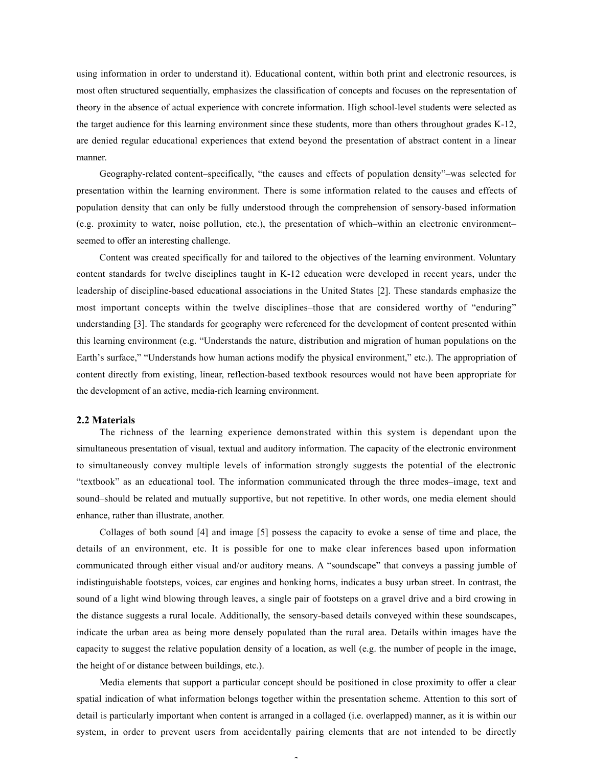using information in order to understand it). Educational content, within both print and electronic resources, is most often structured sequentially, emphasizes the classification of concepts and focuses on the representation of theory in the absence of actual experience with concrete information. High school-level students were selected as the target audience for this learning environment since these students, more than others throughout grades K-12, are denied regular educational experiences that extend beyond the presentation of abstract content in a linear manner.

Geography-related content–specifically, "the causes and effects of population density"–was selected for presentation within the learning environment. There is some information related to the causes and effects of population density that can only be fully understood through the comprehension of sensory-based information (e.g. proximity to water, noise pollution, etc.), the presentation of which–within an electronic environment–seemed to offer an interesting challenge.

Content was created specifically for and tailored to the objectives of the learning environment. Voluntary content standards for twelve disciplines taught in K-12 education were developed in recent years, under the leadership of discipline-based educational associations in the United States [2]. These standards emphasize the most important concepts within the twelve disciplines–those that are considered worthy of "enduring" understanding [3]. The standards for geography were referenced for the development of content presented within this learning environment (e.g. "Understands the nature, distribution and migration of human populations on the Earth's surface," "Understands how human actions modify the physical environment," etc.). The appropriation of content directly from existing, linear, reflection-based textbook resources would not have been appropriate for the development of an active, media-rich learning environment.

### 2.2 Materials

The richness of the learning experience demonstrated within this system is dependant upon the simultaneous presentation of visual, textual and auditory information. The capacity of the electronic environment to simultaneously convey multiple levels of information strongly suggests the potential of the electronic "textbook" as an educational tool. The information communicated through the three modes–image, text and sound–should be related and mutually supportive, but not repetitive. In other words, one media element should enhance, rather than illustrate, another.

Collages of both sound [4] and image [5] possess the capacity to evoke a sense of time and place, the details of an environment, etc. It is possible for one to make clear inferences based upon information communicated through either visual and/or auditory means. A "soundscape" that conveys a passing jumble of indistinguishable footsteps, voices, car engines and honking horns, indicates a busy urban street. In contrast, the sound of a light wind blowing through leaves, a single pair of footsteps on a gravel drive and a bird crowing in the distance suggests a rural locale. Additionally, the sensory-based details conveyed within these soundscapes, indicate the urban area as being more densely populated than the rural area. Details within images have the capacity to suggest the relative population density of a location, as well (e.g. the number of people in the image, the height of or distance between buildings, etc.).

Media elements that support a particular concept should be positioned in close proximity to offer a clear spatial indication of what information belongs together within the presentation scheme. Attention to this sort of detail is particularly important when content is arranged in a collaged (i.e. overlapped) manner, as it is within our system, in order to prevent users from accidentally pairing elements that are not intended to be directly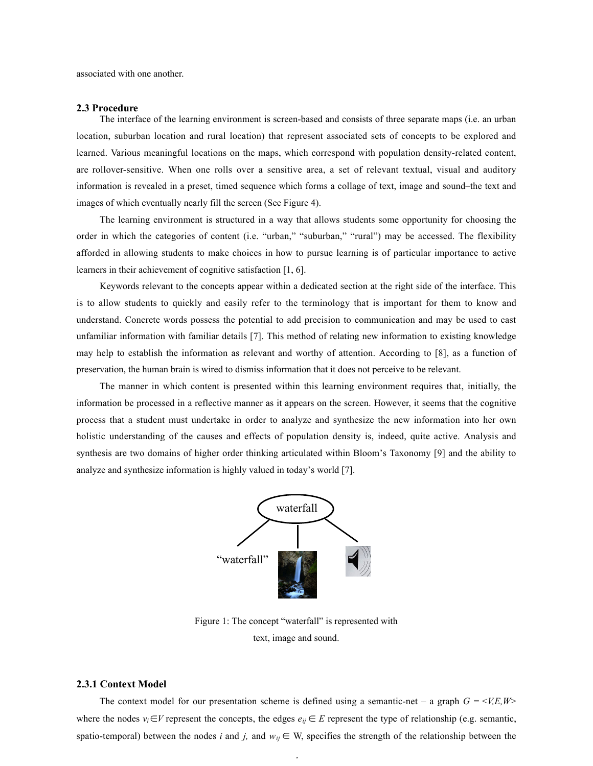associated with one another.

### 2.3 Procedure

The interface of the learning environment is screen-based and consists of three separate maps (i.e. an urban location, suburban location and rural location) that represent associated sets of concepts to be explored and learned. Various meaningful locations on the maps, which correspond with population density-related content, are rollover-sensitive. When one rolls over a sensitive area, a set of relevant textual, visual and auditory information is revealed in a preset, timed sequence which forms a collage of text, image and sound–the text and images of which eventually nearly fill the screen (See Figure 4).

The learning environment is structured in a way that allows students some opportunity for choosing the order in which the categories of content (i.e. "urban," "suburban," "rural") may be accessed. The flexibility afforded in allowing students to make choices in how to pursue learning is of particular importance to active learners in their achievement of cognitive satisfaction [1, 6].

Keywords relevant to the concepts appear within a dedicated section at the right side of the interface. This is to allow students to quickly and easily refer to the terminology that is important for them to know and understand. Concrete words possess the potential to add precision to communication and may be used to cast unfamiliar information with familiar details [7]. This method of relating new information to existing knowledge may help to establish the information as relevant and worthy of attention. According to [8], as a function of preservation, the human brain is wired to dismiss information that it does not perceive to be relevant.

The manner in which content is presented within this learning environment requires that, initially, the information be processed in a reflective manner as it appears on the screen. However, it seems that the cognitive process that a student must undertake in order to analyze and synthesize the new information into her own holistic understanding of the causes and effects of population density is, indeed, quite active. Analysis and synthesis are two domains of higher order thinking articulated within Bloom's Taxonomy [9] and the ability to analyze and synthesize information is highly valued in today's world [7].

waterfall

"waterfall"

Figure 1: The concept "waterfall" is represented with text, image and sound.

#### 2.3.1 Context Model

The context model for our presentation scheme is defined using a semantic-net – a graph $G = <V,E,W>$ where the nodes $v_i \in V$ represent the concepts, the edges $e_{ij} \in E$ represent the type of relationship (e.g. semantic, spatio-temporal) between the nodes $i$ and $j$, and $w_{ij} \in W$, specifies the strength of the relationship between the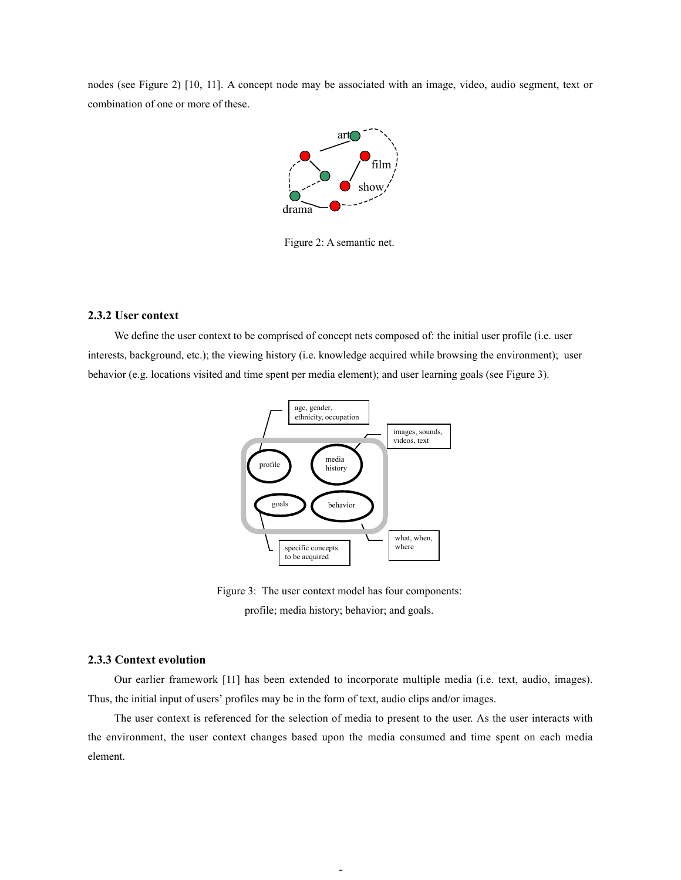nodes (see Figure 2) [10, 11]. A concept node may be associated with an image, video, audio segment, text or combination of one or more of these.

Figure 2: A semantic net.

### 2.3.2 User context

We define the user context to be comprised of concept nets composed of: the initial user profile (i.e. user interests, background, etc.); the viewing history (i.e. knowledge acquired while browsing the environment); user behavior (e.g. locations visited and time spent per media element); and user learning goals (see Figure 3).

Figure 3: The user context model has four components: profile; media history; behavior; and goals.

### 2.3.3 Context evolution

Our earlier framework [11] has been extended to incorporate multiple media (i.e. text, audio, images). Thus, the initial input of users' profiles may be in the form of text, audio clips and/or images.

The user context is referenced for the selection of media to present to the user. As the user interacts with the environment, the user context changes based upon the media consumed and time spent on each media element.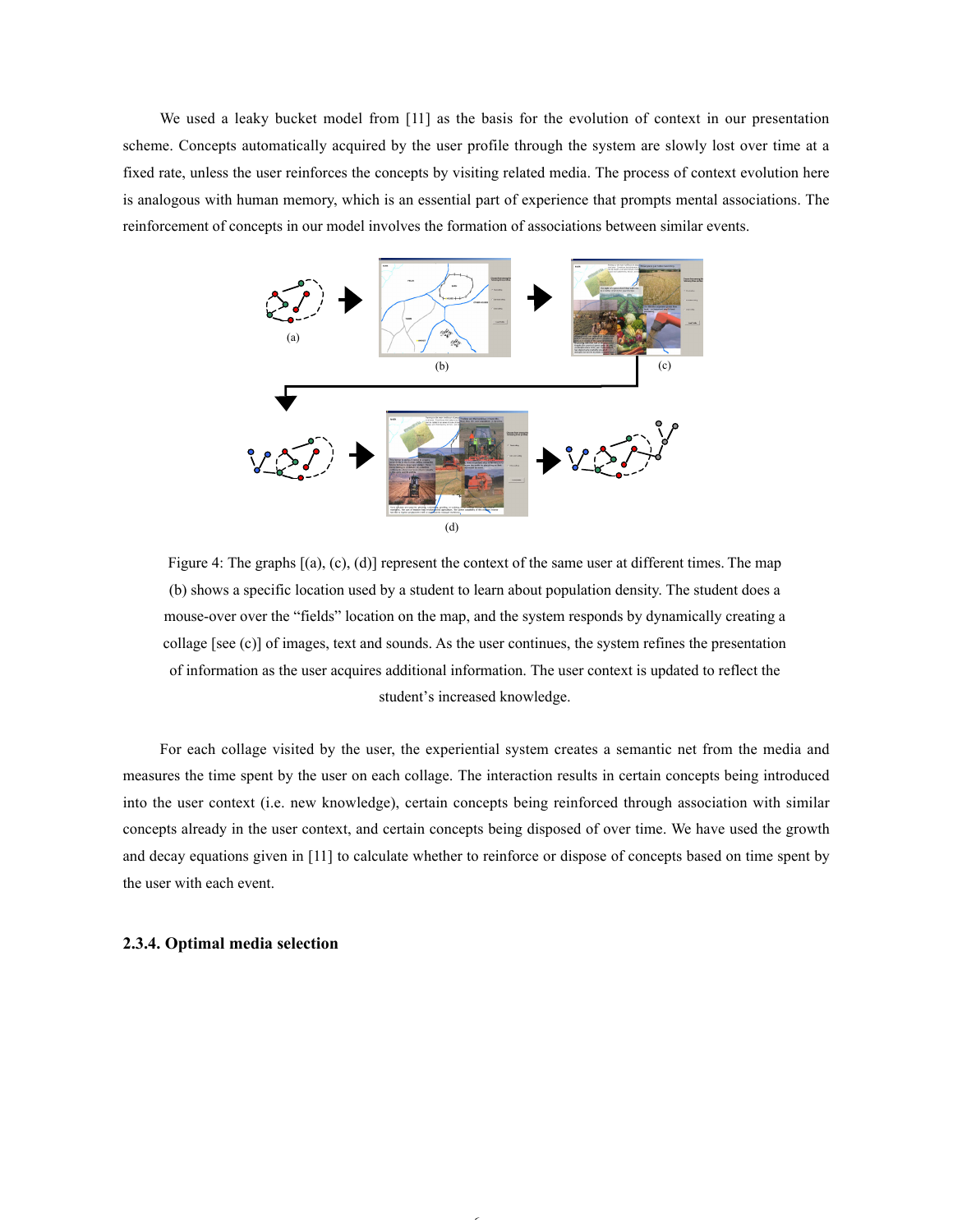We used a leaky bucket model from [11] as the basis for the evolution of context in our presentation scheme. Concepts automatically acquired by the user profile through the system are slowly lost over time at a fixed rate, unless the user reinforces the concepts by visiting related media. The process of context evolution here is analogous with human memory, which is an essential part of experience that prompts mental associations. The reinforcement of concepts in our model involves the formation of associations between similar events.

Figure 4: The graphs [(a), (c), (d)] represent the context of the same user at different times. The map (b) shows a specific location used by a student to learn about population density. The student does a mouse-over over the "fields" location on the map, and the system responds by dynamically creating a collage [see (c)] of images, text and sounds. As the user continues, the system refines the presentation of information as the user acquires additional information. The user context is updated to reflect the student's increased knowledge.

For each collage visited by the user, the experiential system creates a semantic net from the media and measures the time spent by the user on each collage. The interaction results in certain concepts being introduced into the user context (i.e. new knowledge), certain concepts being reinforced through association with similar concepts already in the user context, and certain concepts being disposed of over time. We have used the growth and decay equations given in [11] to calculate whether to reinforce or dispose of concepts based on time spent by the user with each event.

### 2.3.4. Optimal media selection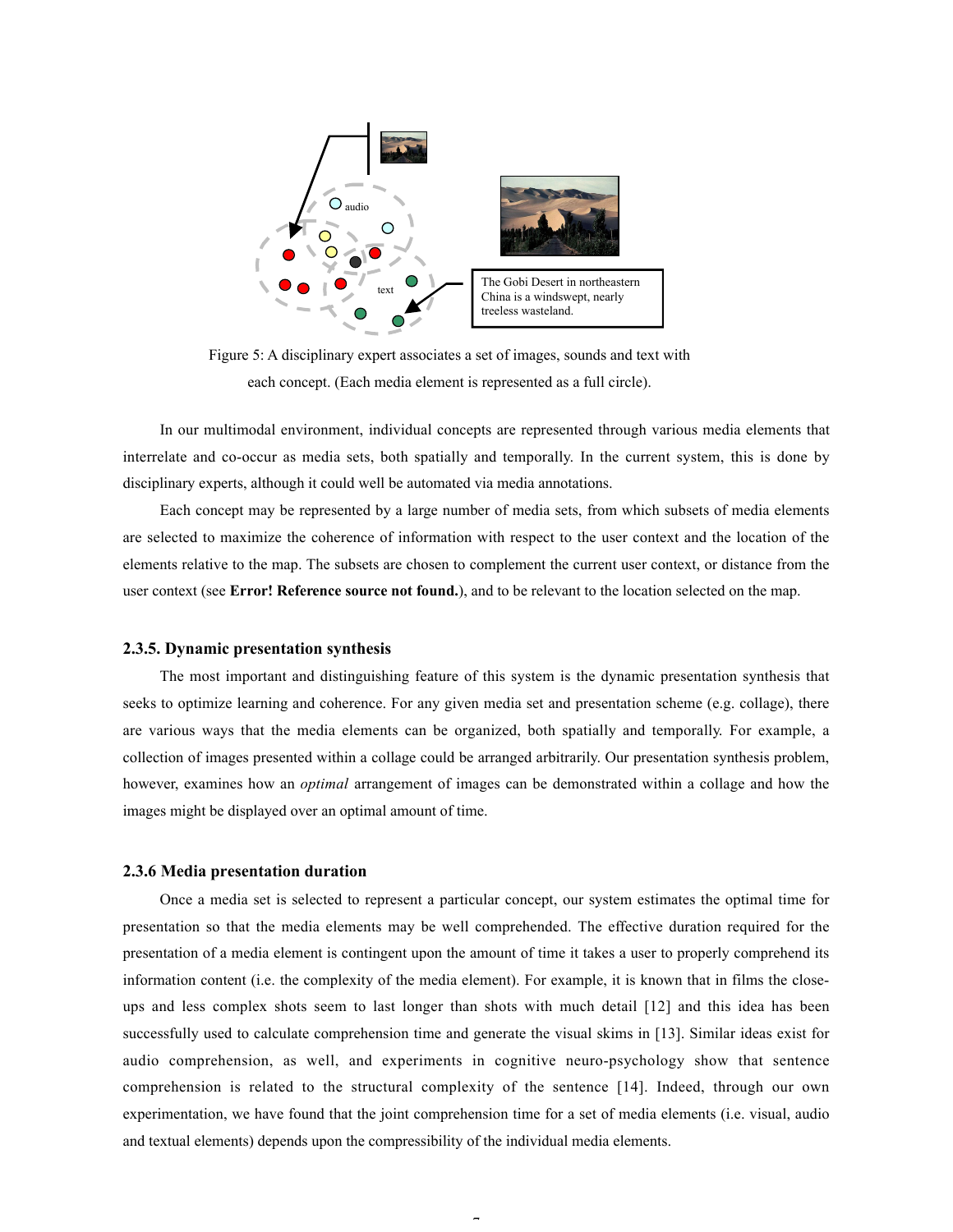Figure 5: A disciplinary expert associates a set of images, sounds and text with each concept. (Each media element is represented as a full circle).

In our multimodal environment, individual concepts are represented through various media elements that interrelate and co-occur as media sets, both spatially and temporally. In the current system, this is done by disciplinary experts, although it could well be automated via media annotations.

Each concept may be represented by a large number of media sets, from which subsets of media elements are selected to maximize the coherence of information with respect to the user context and the location of the elements relative to the map. The subsets are chosen to complement the current user context, or distance from the user context (see **Error! Reference source not found.**), and to be relevant to the location selected on the map.

### 2.3.5. Dynamic presentation synthesis

The most important and distinguishing feature of this system is the dynamic presentation synthesis that seeks to optimize learning and coherence. For any given media set and presentation scheme (e.g. collage), there are various ways that the media elements can be organized, both spatially and temporally. For example, a collection of images presented within a collage could be arranged arbitrarily. Our presentation synthesis problem, however, examines how an *optimal* arrangement of images can be demonstrated within a collage and how the images might be displayed over an optimal amount of time.

### 2.3.6 Media presentation duration

Once a media set is selected to represent a particular concept, our system estimates the optimal time for presentation so that the media elements may be well comprehended. The effective duration required for the presentation of a media element is contingent upon the amount of time it takes a user to properly comprehend its information content (i.e. the complexity of the media element). For example, it is known that in films the close-ups and less complex shots seem to last longer than shots with much detail [12] and this idea has been successfully used to calculate comprehension time and generate the visual skims in [13]. Similar ideas exist for audio comprehension, as well, and experiments in cognitive neuro-psychology show that sentence comprehension is related to the structural complexity of the sentence [14]. Indeed, through our own experimentation, we have found that the joint comprehension time for a set of media elements (i.e. visual, audio and textual elements) depends upon the compressibility of the individual media elements.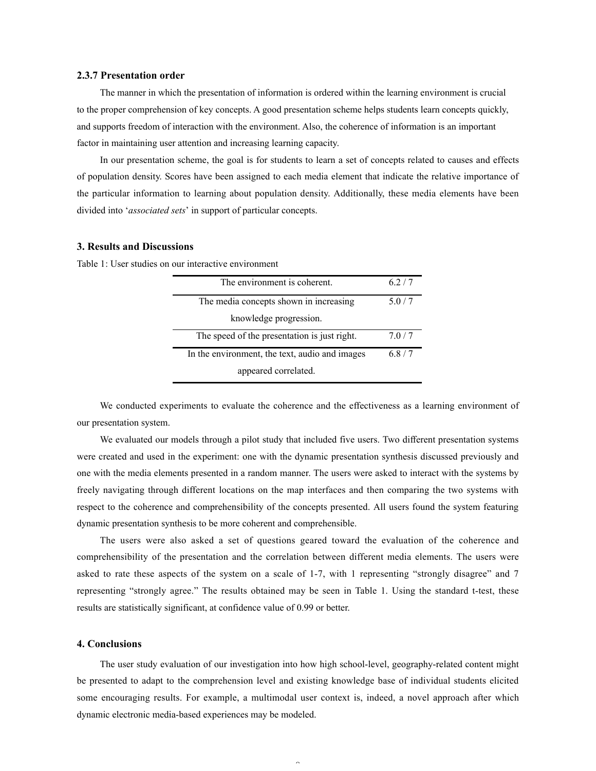### 2.3.7 Presentation order

The manner in which the presentation of information is ordered within the learning environment is crucial to the proper comprehension of key concepts. A good presentation scheme helps students learn concepts quickly, and supports freedom of interaction with the environment. Also, the coherence of information is an important factor in maintaining user attention and increasing learning capacity.

In our presentation scheme, the goal is for students to learn a set of concepts related to causes and effects of population density. Scores have been assigned to each media element that indicate the relative importance of the particular information to learning about population density. Additionally, these media elements have been divided into '*associated sets*' in support of particular concepts.

## 3. Results and Discussions

Table 1: User studies on our interactive environment

| | |
|---|---|
| The environment is coherent. | 6.2 / 7 |
| The media concepts shown in increasing knowledge progression. | 5.0 / 7 |
| The speed of the presentation is just right. | 7.0 / 7 |
| In the environment, the text, audio and images appeared correlated. | 6.8 / 7 |

We conducted experiments to evaluate the coherence and the effectiveness as a learning environment of our presentation system.

We evaluated our models through a pilot study that included five users. Two different presentation systems were created and used in the experiment: one with the dynamic presentation synthesis discussed previously and one with the media elements presented in a random manner. The users were asked to interact with the systems by freely navigating through different locations on the map interfaces and then comparing the two systems with respect to the coherence and comprehensibility of the concepts presented. All users found the system featuring dynamic presentation synthesis to be more coherent and comprehensible.

The users were also asked a set of questions geared toward the evaluation of the coherence and comprehensibility of the presentation and the correlation between different media elements. The users were asked to rate these aspects of the system on a scale of 1-7, with 1 representing "strongly disagree" and 7 representing "strongly agree." The results obtained may be seen in Table 1. Using the standard t-test, these results are statistically significant, at confidence value of 0.99 or better.

## 4. Conclusions

The user study evaluation of our investigation into how high school-level, geography-related content might be presented to adapt to the comprehension level and existing knowledge base of individual students elicited some encouraging results. For example, a multimodal user context is, indeed, a novel approach after which dynamic electronic media-based experiences may be modeled.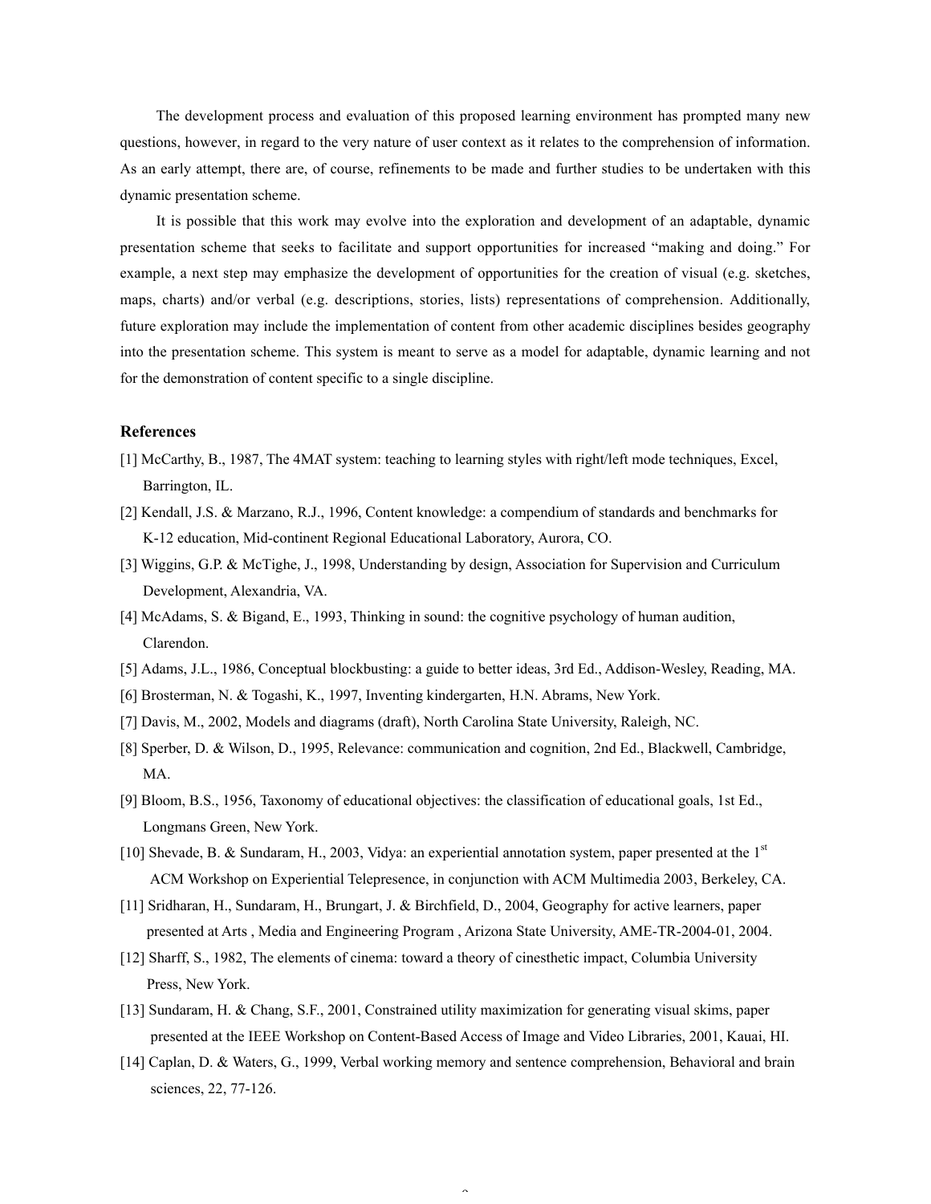The development process and evaluation of this proposed learning environment has prompted many new questions, however, in regard to the very nature of user context as it relates to the comprehension of information. As an early attempt, there are, of course, refinements to be made and further studies to be undertaken with this dynamic presentation scheme.

It is possible that this work may evolve into the exploration and development of an adaptable, dynamic presentation scheme that seeks to facilitate and support opportunities for increased “making and doing.” For example, a next step may emphasize the development of opportunities for the creation of visual (e.g. sketches, maps, charts) and/or verbal (e.g. descriptions, stories, lists) representations of comprehension. Additionally, future exploration may include the implementation of content from other academic disciplines besides geography into the presentation scheme. This system is meant to serve as a model for adaptable, dynamic learning and not for the demonstration of content specific to a single discipline.

**References**

[1] McCarthy, B., 1987, The 4MAT system: teaching to learning styles with right/left mode techniques, Excel, Barrington, IL.

[2] Kendall, J.S. & Marzano, R.J., 1996, Content knowledge: a compendium of standards and benchmarks for K-12 education, Mid-continent Regional Educational Laboratory, Aurora, CO.

[3] Wiggins, G.P. & McTighe, J., 1998, Understanding by design, Association for Supervision and Curriculum Development, Alexandria, VA.

[4] McAdams, S. & Bigand, E., 1993, Thinking in sound: the cognitive psychology of human audition, Clarendon.

[5] Adams, J.L., 1986, Conceptual blockbusting: a guide to better ideas, 3rd Ed., Addison-Wesley, Reading, MA.

[6] Brosterman, N. & Togashi, K., 1997, Inventing kindergarten, H.N. Abrams, New York.

[7] Davis, M., 2002, Models and diagrams (draft), North Carolina State University, Raleigh, NC.

[8] Sperber, D. & Wilson, D., 1995, Relevance: communication and cognition, 2nd Ed., Blackwell, Cambridge, MA.

[9] Bloom, B.S., 1956, Taxonomy of educational objectives: the classification of educational goals, 1st Ed., Longmans Green, New York.

[10] Shevade, B. & Sundaram, H., 2003, Vidya: an experiential annotation system, paper presented at the 1st ACM Workshop on Experiential Telepresence, in conjunction with ACM Multimedia 2003, Berkeley, CA.

[11] Sridharan, H., Sundaram, H., Brungart, J. & Birchfield, D., 2004, Geography for active learners, paper presented at Arts , Media and Engineering Program , Arizona State University, AME-TR-2004-01, 2004.

[12] Sharff, S., 1982, The elements of cinema: toward a theory of cinesthetic impact, Columbia University Press, New York.

[13] Sundaram, H. & Chang, S.F., 2001, Constrained utility maximization for generating visual skims, paper presented at the IEEE Workshop on Content-Based Access of Image and Video Libraries, 2001, Kauai, HI.

[14] Caplan, D. & Waters, G., 1999, Verbal working memory and sentence comprehension, Behavioral and brain sciences, 22, 77-126.